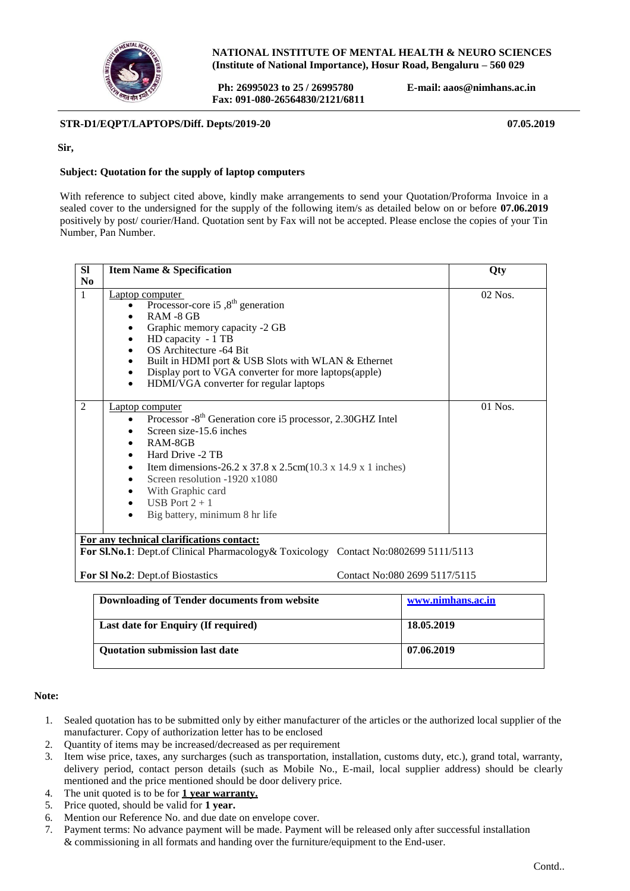**NATIONAL INSTITUTE OF MENTAL HEALTH & NEURO SCIENCES**
**(Institute of National Importance), Hosur Road, Bengaluru – 560 029**

**Ph: 26995023 to 25 / 26995780** **E-mail: aaos@nimhans.ac.in**
**Fax: 091-080-26564830/2121/6811**

**STR-D1/EQPT/LAPTOPS/Diff. Depts/2019-20** **07.05.2019**

**Sir,**

**Subject: Quotation for the supply of laptop computers**

With reference to subject cited above, kindly make arrangements to send your Quotation/Proforma Invoice in a sealed cover to the undersigned for the supply of the following item/s as detailed below on or before **07.06.2019** positively by post/ courier/Hand. Quotation sent by Fax will not be accepted. Please enclose the copies of your Tin Number, Pan Number.

| Sl No | Item Name & Specification | Qty |
|---|---|---|
| 1 | Laptop computer<br>• Processor-core i5 ,8th generation<br>• RAM -8 GB<br>• Graphic memory capacity -2 GB<br>• HD capacity - 1 TB<br>• OS Architecture -64 Bit<br>• Built in HDMI port & USB Slots with WLAN & Ethernet<br>• Display port to VGA converter for more laptops(apple)<br>• HDMI/VGA converter for regular laptops | 02 Nos. |
| 2 | Laptop computer<br>• Processor -8th Generation core i5 processor, 2.30GHZ Intel<br>• Screen size-15.6 inches<br>• RAM-8GB<br>• Hard Drive -2 TB<br>• Item dimensions-26.2 x 37.8 x 2.5cm(10.3 x 14.9 x 1 inches)<br>• Screen resolution -1920 x1080<br>• With Graphic card<br>• USB Port 2 + 1<br>• Big battery, minimum 8 hr life | 01 Nos. |
| **For any technical clarifications contact:**<br>**For Sl.No.1**: Dept.of Clinical Pharmacology& Toxicology Contact No:0802699 5111/5113<br>**For Sl No.2**: Dept.of Biostastics Contact No:080 2699 5117/5115 | | |

| | |
|---|---|
| **Downloading of Tender documents from website** | **www.nimhans.ac.in** |
| **Last date for Enquiry (If required)** | **18.05.2019** |
| **Quotation submission last date** | **07.06.2019** |

**Note:**

1. Sealed quotation has to be submitted only by either manufacturer of the articles or the authorized local supplier of the manufacturer. Copy of authorization letter has to be enclosed
2. Quantity of items may be increased/decreased as per requirement
3. Item wise price, taxes, any surcharges (such as transportation, installation, customs duty, etc.), grand total, warranty, delivery period, contact person details (such as Mobile No., E-mail, local supplier address) should be clearly mentioned and the price mentioned should be door delivery price.
4. The unit quoted is to be for **1 year warranty.**
5. Price quoted, should be valid for **1 year.**
6. Mention our Reference No. and due date on envelope cover.
7. Payment terms: No advance payment will be made. Payment will be released only after successful installation & commissioning in all formats and handing over the furniture/equipment to the End-user.

Contd..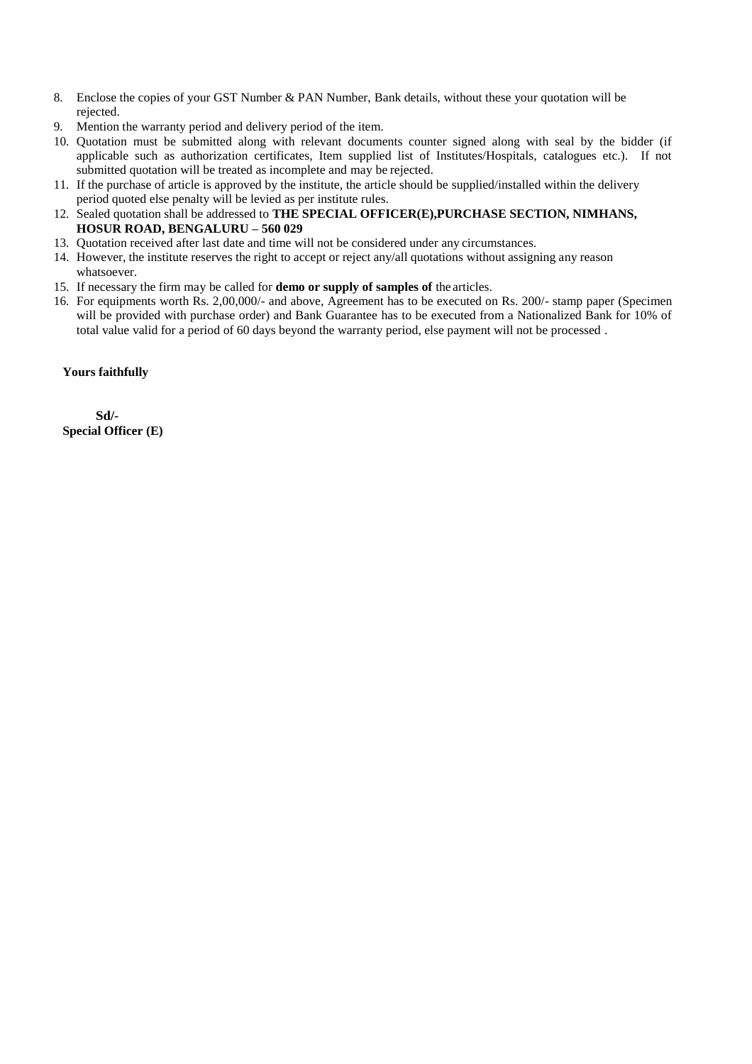8. Enclose the copies of your GST Number & PAN Number, Bank details, without these your quotation will be rejected.
9. Mention the warranty period and delivery period of the item.
10. Quotation must be submitted along with relevant documents counter signed along with seal by the bidder (if applicable such as authorization certificates, Item supplied list of Institutes/Hospitals, catalogues etc.). If not submitted quotation will be treated as incomplete and may be rejected.
11. If the purchase of article is approved by the institute, the article should be supplied/installed within the delivery period quoted else penalty will be levied as per institute rules.
12. Sealed quotation shall be addressed to **THE SPECIAL OFFICER(E),PURCHASE SECTION, NIMHANS, HOSUR ROAD, BENGALURU – 560 029**
13. Quotation received after last date and time will not be considered under any circumstances.
14. However, the institute reserves the right to accept or reject any/all quotations without assigning any reason whatsoever.
15. If necessary the firm may be called for **demo or supply of samples of** the articles.
16. For equipments worth Rs. 2,00,000/- and above, Agreement has to be executed on Rs. 200/- stamp paper (Specimen will be provided with purchase order) and Bank Guarantee has to be executed from a Nationalized Bank for 10% of total value valid for a period of 60 days beyond the warranty period, else payment will not be processed .

**Yours faithfully**

**Sd/-**
**Special Officer (E)**